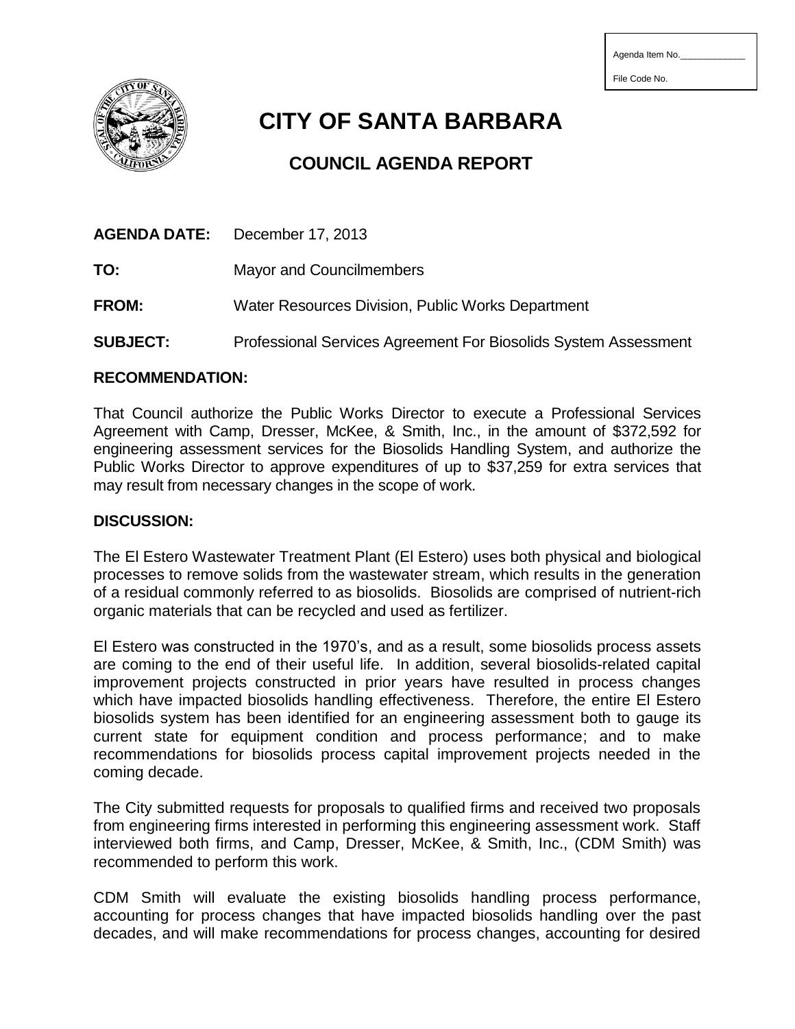Agenda Item No.\_\_\_\_\_\_\_\_\_\_\_\_\_

File Code No.

# CITY OF SANTA BARBARA

## COUNCIL AGENDA REPORT

**AGENDA DATE:** December 17, 2013

**TO:** Mayor and Councilmembers

**FROM:** Water Resources Division, Public Works Department

**SUBJECT:** Professional Services Agreement For Biosolids System Assessment

**RECOMMENDATION:**

That Council authorize the Public Works Director to execute a Professional Services Agreement with Camp, Dresser, McKee, & Smith, Inc., in the amount of $372,592 for engineering assessment services for the Biosolids Handling System, and authorize the Public Works Director to approve expenditures of up to $37,259 for extra services that may result from necessary changes in the scope of work.

**DISCUSSION:**

The El Estero Wastewater Treatment Plant (El Estero) uses both physical and biological processes to remove solids from the wastewater stream, which results in the generation of a residual commonly referred to as biosolids. Biosolids are comprised of nutrient-rich organic materials that can be recycled and used as fertilizer.

El Estero was constructed in the 1970's, and as a result, some biosolids process assets are coming to the end of their useful life. In addition, several biosolids-related capital improvement projects constructed in prior years have resulted in process changes which have impacted biosolids handling effectiveness. Therefore, the entire El Estero biosolids system has been identified for an engineering assessment both to gauge its current state for equipment condition and process performance; and to make recommendations for biosolids process capital improvement projects needed in the coming decade.

The City submitted requests for proposals to qualified firms and received two proposals from engineering firms interested in performing this engineering assessment work. Staff interviewed both firms, and Camp, Dresser, McKee, & Smith, Inc., (CDM Smith) was recommended to perform this work.

CDM Smith will evaluate the existing biosolids handling process performance, accounting for process changes that have impacted biosolids handling over the past decades, and will make recommendations for process changes, accounting for desired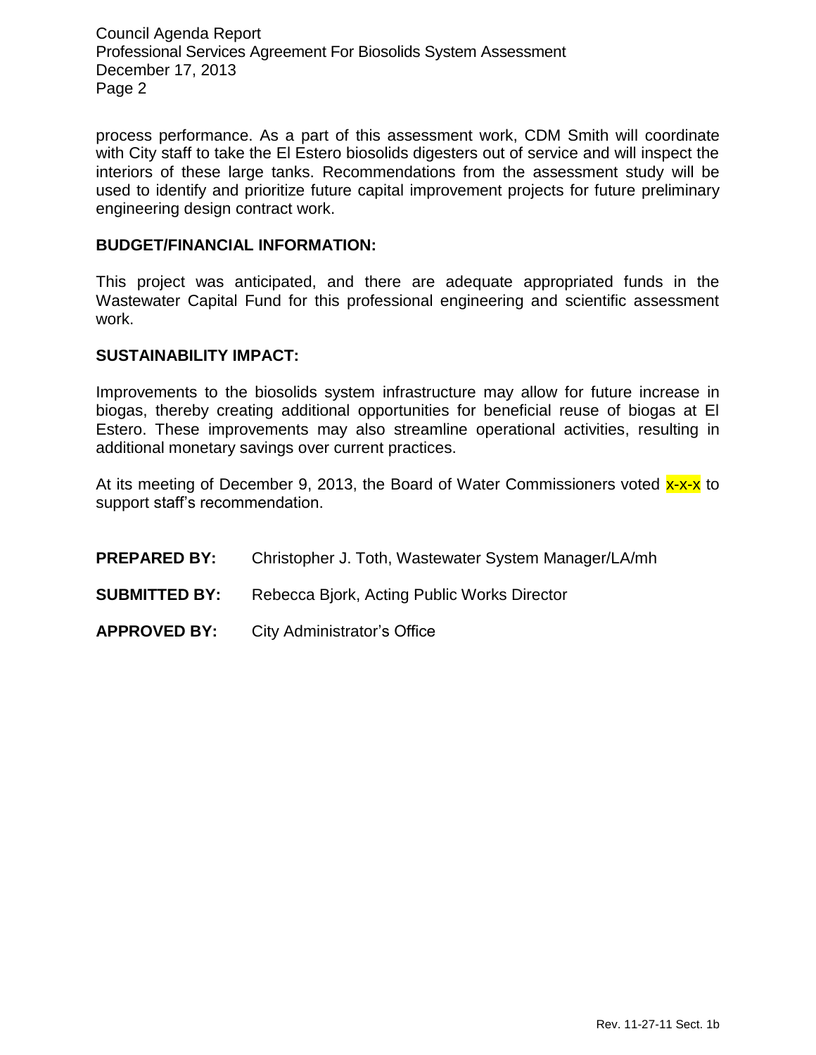process performance. As a part of this assessment work, CDM Smith will coordinate with City staff to take the El Estero biosolids digesters out of service and will inspect the interiors of these large tanks. Recommendations from the assessment study will be used to identify and prioritize future capital improvement projects for future preliminary engineering design contract work.

**BUDGET/FINANCIAL INFORMATION:**

This project was anticipated, and there are adequate appropriated funds in the Wastewater Capital Fund for this professional engineering and scientific assessment work.

**SUSTAINABILITY IMPACT:**

Improvements to the biosolids system infrastructure may allow for future increase in biogas, thereby creating additional opportunities for beneficial reuse of biogas at El Estero. These improvements may also streamline operational activities, resulting in additional monetary savings over current practices.

At its meeting of December 9, 2013, the Board of Water Commissioners voted x-x-x to support staff's recommendation.

**PREPARED BY:** Christopher J. Toth, Wastewater System Manager/LA/mh

**SUBMITTED BY:** Rebecca Bjork, Acting Public Works Director

**APPROVED BY:** City Administrator's Office

Rev. 11-27-11 Sect. 1b